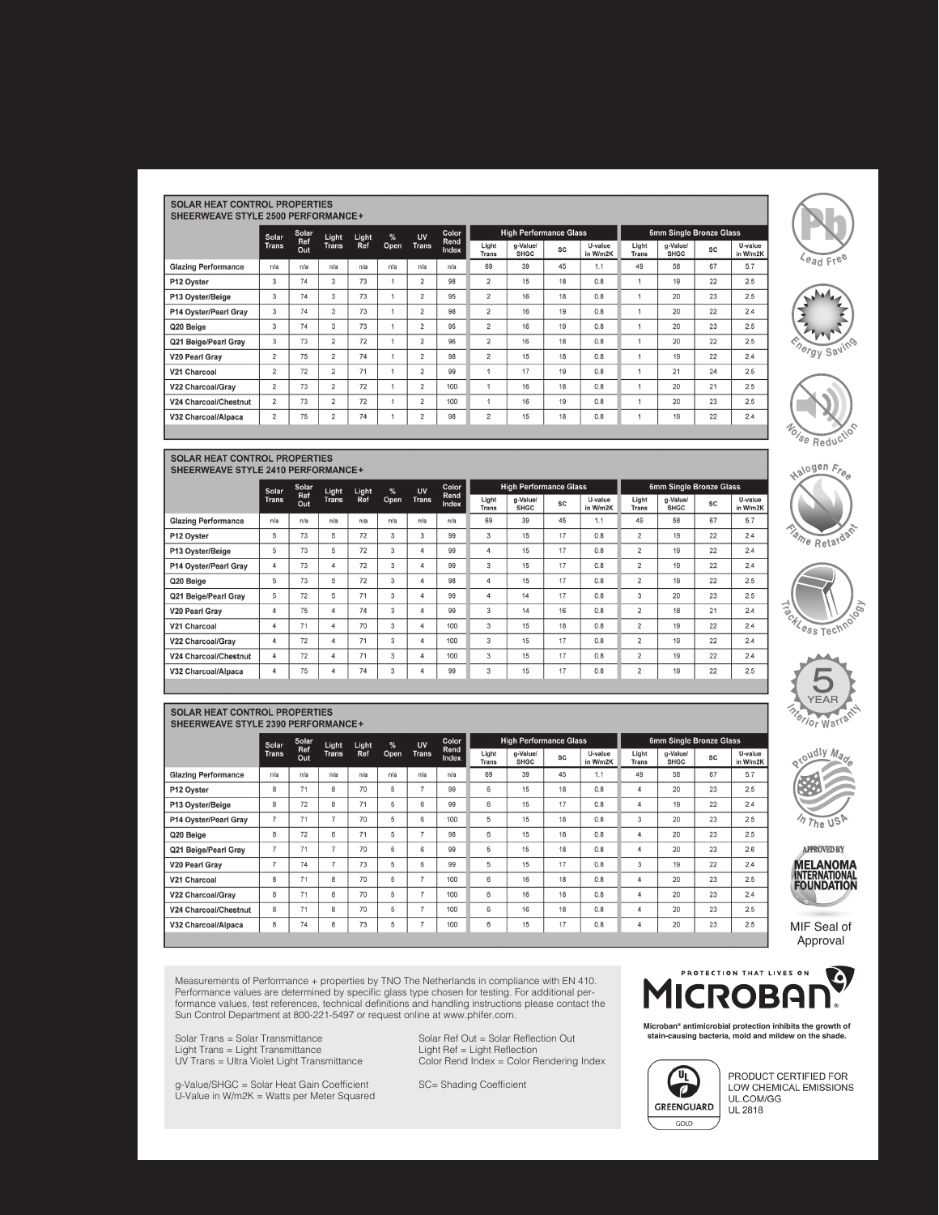## SOLAR HEAT CONTROL PROPERTIES
### SHEERWEAVE STYLE 2500 PERFORMANCE+

| | Solar Trans | Solar Ref Out | Light Trans | Light Ref | % Open | UV Trans | Color Rend Index | High Performance Glass | | | | 6mm Single Bronze Glass | | | |
|---|---|---|---|---|---|---|---|---|---|---|---|---|---|---|---|
| | | | | | | | | Light Trans | g-Value/ SHGC | SC | U-value in W/m2K | Light Trans | g-Value/ SHGC | SC | U-value in W/m2K |
| **Glazing Performance** | n/a | n/a | n/a | n/a | n/a | n/a | n/a | 69 | 39 | 45 | 1.1 | 49 | 58 | 67 | 5.7 |
| **P12 Oyster** | 3 | 74 | 3 | 73 | 1 | 2 | 98 | 2 | 15 | 18 | 0.8 | 1 | 19 | 22 | 2.5 |
| **P13 Oyster/Beige** | 3 | 74 | 3 | 73 | 1 | 2 | 95 | 2 | 16 | 18 | 0.8 | 1 | 20 | 23 | 2.5 |
| **P14 Oyster/Pearl Gray** | 3 | 74 | 3 | 73 | 1 | 2 | 98 | 2 | 16 | 19 | 0.8 | 1 | 20 | 22 | 2.4 |
| **Q20 Beige** | 3 | 74 | 3 | 73 | 1 | 2 | 95 | 2 | 16 | 19 | 0.8 | 1 | 20 | 23 | 2.5 |
| **Q21 Beige/Pearl Gray** | 3 | 73 | 2 | 72 | 1 | 2 | 96 | 2 | 16 | 18 | 0.8 | 1 | 20 | 22 | 2.5 |
| **V20 Pearl Gray** | 2 | 75 | 2 | 74 | 1 | 2 | 98 | 2 | 15 | 18 | 0.8 | 1 | 19 | 22 | 2.4 |
| **V21 Charcoal** | 2 | 72 | 2 | 71 | 1 | 2 | 99 | 1 | 17 | 19 | 0.8 | 1 | 21 | 24 | 2.5 |
| **V22 Charcoal/Gray** | 2 | 73 | 2 | 72 | 1 | 2 | 100 | 1 | 16 | 18 | 0.8 | 1 | 20 | 21 | 2.5 |
| **V24 Charcoal/Chestnut** | 2 | 73 | 2 | 72 | 1 | 2 | 100 | 1 | 16 | 19 | 0.8 | 1 | 20 | 23 | 2.5 |
| **V32 Charcoal/Alpaca** | 2 | 75 | 2 | 74 | 1 | 2 | 98 | 2 | 15 | 18 | 0.8 | 1 | 19 | 22 | 2.4 |

## SOLAR HEAT CONTROL PROPERTIES
### SHEERWEAVE STYLE 2410 PERFORMANCE+

| | Solar Trans | Solar Ref Out | Light Trans | Light Ref | % Open | UV Trans | Color Rend Index | High Performance Glass | | | | 6mm Single Bronze Glass | | | |
|---|---|---|---|---|---|---|---|---|---|---|---|---|---|---|---|
| | | | | | | | | Light Trans | g-Value/ SHGC | SC | U-value in W/m2K | Light Trans | g-Value/ SHGC | SC | U-value in W/m2K |
| **Glazing Performance** | n/a | n/a | n/a | n/a | n/a | n/a | n/a | 69 | 39 | 45 | 1.1 | 49 | 58 | 67 | 5.7 |
| **P12 Oyster** | 5 | 73 | 5 | 72 | 3 | 3 | 99 | 3 | 15 | 17 | 0.8 | 2 | 19 | 22 | 2.4 |
| **P13 Oyster/Beige** | 5 | 73 | 5 | 72 | 3 | 4 | 99 | 4 | 15 | 17 | 0.8 | 2 | 19 | 22 | 2.4 |
| **P14 Oyster/Pearl Gray** | 4 | 73 | 4 | 72 | 3 | 4 | 99 | 3 | 15 | 17 | 0.8 | 2 | 19 | 22 | 2.4 |
| **Q20 Beige** | 5 | 73 | 5 | 72 | 3 | 4 | 98 | 4 | 15 | 17 | 0.8 | 2 | 19 | 22 | 2.5 |
| **Q21 Beige/Pearl Gray** | 5 | 72 | 5 | 71 | 3 | 4 | 99 | 4 | 14 | 17 | 0.8 | 3 | 20 | 23 | 2.5 |
| **V20 Pearl Gray** | 4 | 75 | 4 | 74 | 3 | 4 | 99 | 3 | 14 | 16 | 0.8 | 2 | 18 | 21 | 2.4 |
| **V21 Charcoal** | 4 | 71 | 4 | 70 | 3 | 4 | 100 | 3 | 15 | 18 | 0.8 | 2 | 19 | 22 | 2.4 |
| **V22 Charcoal/Gray** | 4 | 72 | 4 | 71 | 3 | 4 | 100 | 3 | 15 | 17 | 0.8 | 2 | 19 | 22 | 2.4 |
| **V24 Charcoal/Chestnut** | 4 | 72 | 4 | 71 | 3 | 4 | 100 | 3 | 15 | 17 | 0.8 | 2 | 19 | 22 | 2.4 |
| **V32 Charcoal/Alpaca** | 4 | 75 | 4 | 74 | 3 | 4 | 99 | 3 | 15 | 17 | 0.8 | 2 | 19 | 22 | 2.5 |

## SOLAR HEAT CONTROL PROPERTIES
### SHEERWEAVE STYLE 2390 PERFORMANCE+

| | Solar Trans | Solar Ref Out | Light Trans | Light Ref | % Open | UV Trans | Color Rend Index | High Performance Glass | | | | 6mm Single Bronze Glass | | | |
|---|---|---|---|---|---|---|---|---|---|---|---|---|---|---|---|
| | | | | | | | | Light Trans | g-Value/ SHGC | SC | U-value in W/m2K | Light Trans | g-Value/ SHGC | SC | U-value in W/m2K |
| **Glazing Performance** | n/a | n/a | n/a | n/a | n/a | n/a | n/a | 69 | 39 | 45 | 1.1 | 49 | 58 | 67 | 5.7 |
| **P12 Oyster** | 8 | 71 | 8 | 70 | 5 | 7 | 99 | 6 | 15 | 18 | 0.8 | 4 | 20 | 23 | 2.5 |
| **P13 Oyster/Beige** | 8 | 72 | 8 | 71 | 5 | 6 | 99 | 6 | 15 | 17 | 0.8 | 4 | 19 | 22 | 2.4 |
| **P14 Oyster/Pearl Gray** | 7 | 71 | 7 | 70 | 5 | 6 | 100 | 5 | 15 | 18 | 0.8 | 3 | 20 | 23 | 2.5 |
| **Q20 Beige** | 8 | 72 | 8 | 71 | 5 | 7 | 98 | 6 | 15 | 18 | 0.8 | 4 | 20 | 23 | 2.5 |
| **Q21 Beige/Pearl Gray** | 7 | 71 | 7 | 70 | 5 | 6 | 99 | 5 | 15 | 18 | 0.8 | 4 | 20 | 23 | 2.6 |
| **V20 Pearl Gray** | 7 | 74 | 7 | 73 | 5 | 6 | 99 | 5 | 15 | 17 | 0.8 | 3 | 19 | 22 | 2.4 |
| **V21 Charcoal** | 8 | 71 | 8 | 70 | 5 | 7 | 100 | 6 | 16 | 18 | 0.8 | 4 | 20 | 23 | 2.5 |
| **V22 Charcoal/Gray** | 8 | 71 | 8 | 70 | 5 | 7 | 100 | 6 | 16 | 18 | 0.8 | 4 | 20 | 23 | 2.4 |
| **V24 Charcoal/Chestnut** | 8 | 71 | 8 | 70 | 5 | 7 | 100 | 6 | 16 | 18 | 0.8 | 4 | 20 | 23 | 2.5 |
| **V32 Charcoal/Alpaca** | 8 | 74 | 8 | 73 | 5 | 7 | 100 | 6 | 15 | 17 | 0.8 | 4 | 20 | 23 | 2.5 |

Measurements of Performance + properties by TNO The Netherlands in compliance with EN 410. Performance values are determined by specific glass type chosen for testing. For additional performance values, test references, technical definitions and handling instructions please contact the Sun Control Department at 800-221-5497 or request online at www.phifer.com.

Solar Trans = Solar Transmittance
Light Trans = Light Transmittance
UV Trans = Ultra Violet Light Transmittance

Solar Ref Out = Solar Reflection Out
Light Ref = Light Reflection
Color Rend Index = Color Rendering Index

g-Value/SHGC = Solar Heat Gain Coefficient
U-Value in W/m2K = Watts per Meter Squared

SC= Shading Coefficient

Lead Free

Energy Saving

Noise Reduction

Halogen Free Flame Retardant

TrackLess Technology

5 YEAR Interior Warranty

Proudly Made In The USA

APPROVED BY MELANOMA INTERNATIONAL FOUNDATION

MIF Seal of Approval

PROTECTION THAT LIVES ON MICROBAN®

Microban® antimicrobial protection inhibits the growth of stain-causing bacteria, mold and mildew on the shade.

GREENGUARD GOLD

PRODUCT CERTIFIED FOR LOW CHEMICAL EMISSIONS
UL.COM/GG
UL 2818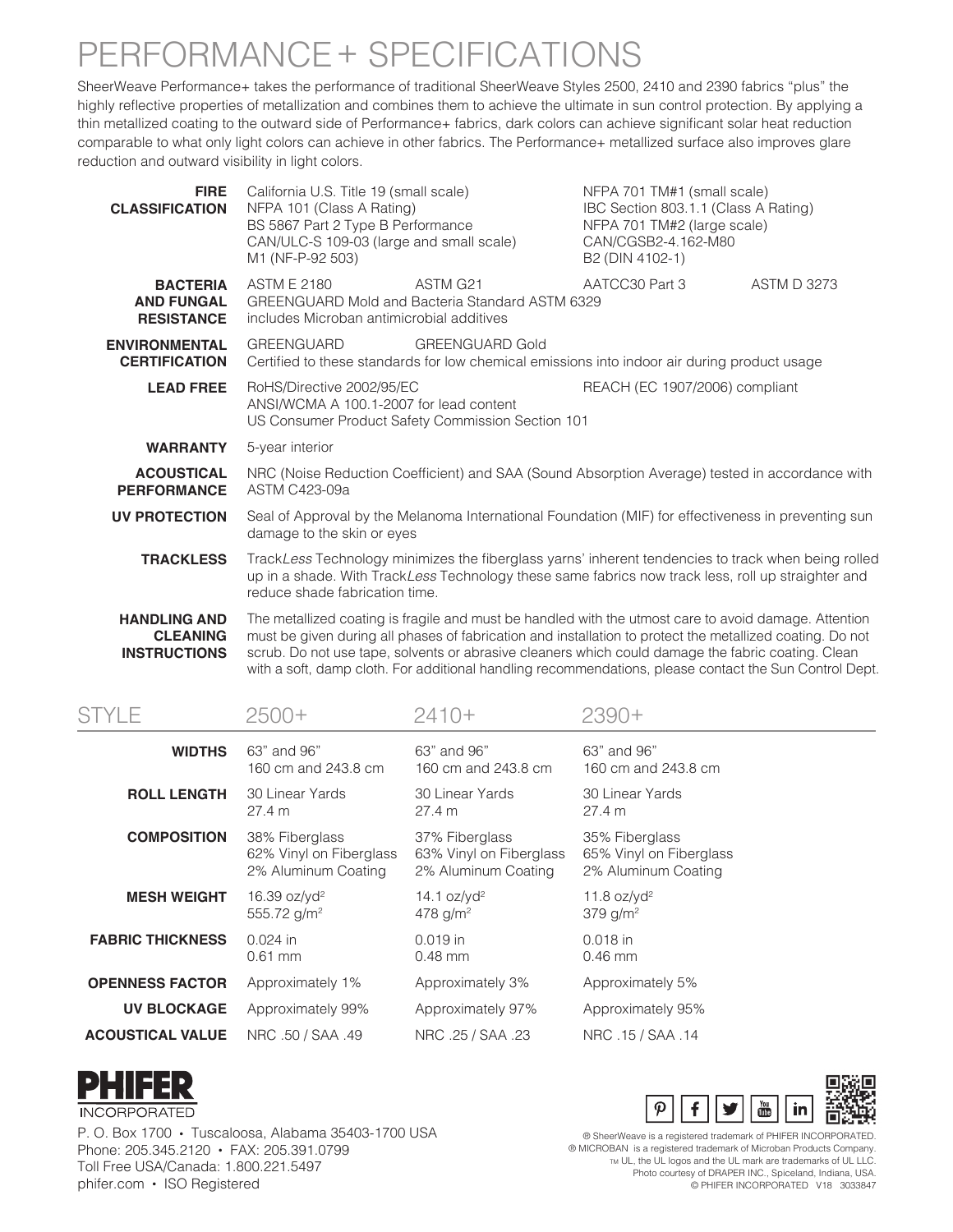# PERFORMANCE+ SPECIFICATIONS

SheerWeave Performance+ takes the performance of traditional SheerWeave Styles 2500, 2410 and 2390 fabrics "plus" the highly reflective properties of metallization and combines them to achieve the ultimate in sun control protection. By applying a thin metallized coating to the outward side of Performance+ fabrics, dark colors can achieve significant solar heat reduction comparable to what only light colors can achieve in other fabrics. The Performance+ metallized surface also improves glare reduction and outward visibility in light colors.

| | |
|---|---|
| **FIRE CLASSIFICATION** | California U.S. Title 19 (small scale)<br>NFPA 101 (Class A Rating)<br>BS 5867 Part 2 Type B Performance<br>CAN/ULC-S 109-03 (large and small scale)<br>M1 (NF-P-92 503)<br>NFPA 701 TM#1 (small scale)<br>IBC Section 803.1.1 (Class A Rating)<br>NFPA 701 TM#2 (large scale)<br>CAN/CGSB2-4.162-M80<br>B2 (DIN 4102-1) |
| **BACTERIA AND FUNGAL RESISTANCE** | ASTM E 2180 ASTM G21 AATCC30 Part 3 ASTM D 3273<br>GREENGUARD Mold and Bacteria Standard ASTM 6329<br>includes Microban antimicrobial additives |
| **ENVIRONMENTAL CERTIFICATION** | GREENGUARD GREENGUARD Gold<br>Certified to these standards for low chemical emissions into indoor air during product usage |
| **LEAD FREE** | RoHS/Directive 2002/95/EC<br>REACH (EC 1907/2006) compliant<br>ANSI/WCMA A 100.1-2007 for lead content<br>US Consumer Product Safety Commission Section 101 |
| **WARRANTY** | 5-year interior |
| **ACOUSTICAL PERFORMANCE** | NRC (Noise Reduction Coefficient) and SAA (Sound Absorption Average) tested in accordance with ASTM C423-09a |
| **UV PROTECTION** | Seal of Approval by the Melanoma International Foundation (MIF) for effectiveness in preventing sun damage to the skin or eyes |
| **TRACKLESS** | Track*Less* Technology minimizes the fiberglass yarns' inherent tendencies to track when being rolled up in a shade. With Track*Less* Technology these same fabrics now track less, roll up straighter and reduce shade fabrication time. |
| **HANDLING AND CLEANING INSTRUCTIONS** | The metallized coating is fragile and must be handled with the utmost care to avoid damage. Attention must be given during all phases of fabrication and installation to protect the metallized coating. Do not scrub. Do not use tape, solvents or abrasive cleaners which could damage the fabric coating. Clean with a soft, damp cloth. For additional handling recommendations, please contact the Sun Control Dept. |

| STYLE | 2500+ | 2410+ | 2390+ |
|---|---|---|---|
| **WIDTHS** | 63" and 96"<br>160 cm and 243.8 cm | 63" and 96"<br>160 cm and 243.8 cm | 63" and 96"<br>160 cm and 243.8 cm |
| **ROLL LENGTH** | 30 Linear Yards<br>27.4 m | 30 Linear Yards<br>27.4 m | 30 Linear Yards<br>27.4 m |
| **COMPOSITION** | 38% Fiberglass<br>62% Vinyl on Fiberglass<br>2% Aluminum Coating | 37% Fiberglass<br>63% Vinyl on Fiberglass<br>2% Aluminum Coating | 35% Fiberglass<br>65% Vinyl on Fiberglass<br>2% Aluminum Coating |
| **MESH WEIGHT** | 16.39 oz/yd$^2$<br>555.72 g/m$^2$ | 14.1 oz/yd$^2$<br>478 g/m$^2$ | 11.8 oz/yd$^2$<br>379 g/m$^2$ |
| **FABRIC THICKNESS** | 0.024 in<br>0.61 mm | 0.019 in<br>0.48 mm | 0.018 in<br>0.46 mm |
| **OPENNESS FACTOR** | Approximately 1% | Approximately 3% | Approximately 5% |
| **UV BLOCKAGE** | Approximately 99% | Approximately 97% | Approximately 95% |
| **ACOUSTICAL VALUE** | NRC .50 / SAA .49 | NRC .25 / SAA .23 | NRC .15 / SAA .14 |

PHIFER INCORPORATED

P. O. Box 1700 • Tuscaloosa, Alabama 35403-1700 USA
Phone: 205.345.2120 • FAX: 205.391.0799
Toll Free USA/Canada: 1.800.221.5497
phifer.com • ISO Registered

® SheerWeave is a registered trademark of PHIFER INCORPORATED.
® MICROBAN is a registered trademark of Microban Products Company.
™ UL, the UL logos and the UL mark are trademarks of UL LLC.
Photo courtesy of DRAPER INC., Spiceland, Indiana, USA.
© PHIFER INCORPORATED V18 3033847